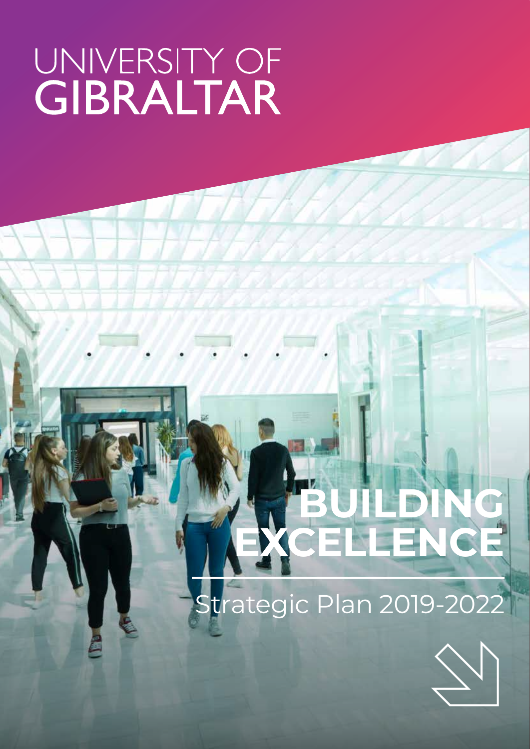# UNIVERSITY OF GIBRALTAR

# BUILDING EXCELLENCE

## Strategic Plan 2019-2022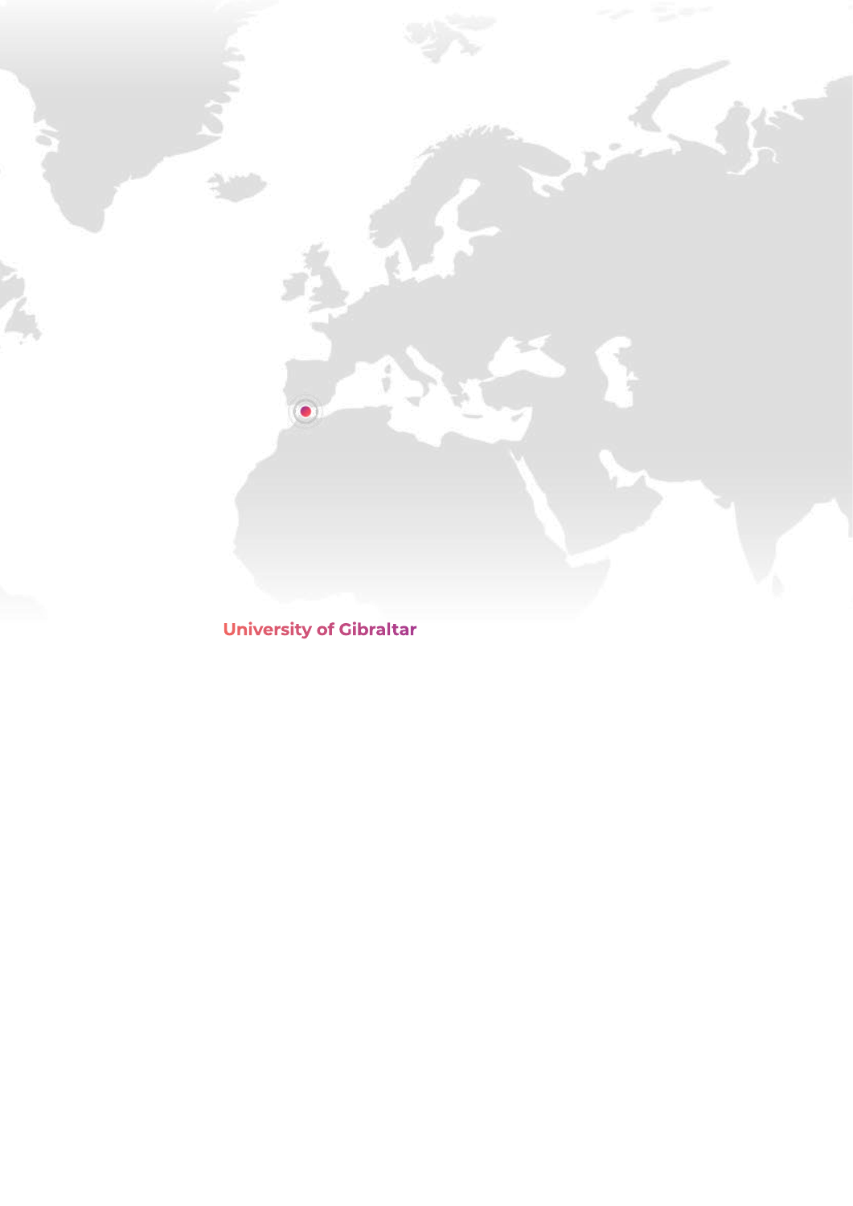**University of Gibraltar**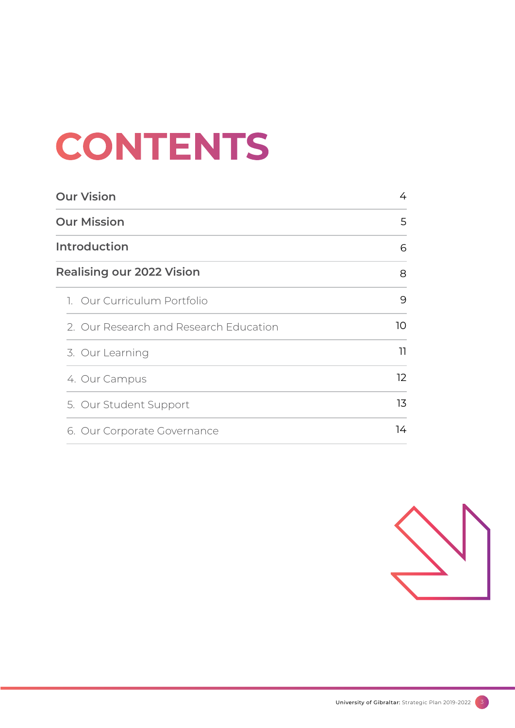# CONTENTS

| | |
|---|---|
| **Our Vision** | 4 |
| **Our Mission** | 5 |
| **Introduction** | 6 |
| **Realising our 2022 Vision** | 8 |
| 1. Our Curriculum Portfolio | 9 |
| 2. Our Research and Research Education | 10 |
| 3. Our Learning | 11 |
| 4. Our Campus | 12 |
| 5. Our Student Support | 13 |
| 6. Our Corporate Governance | 14 |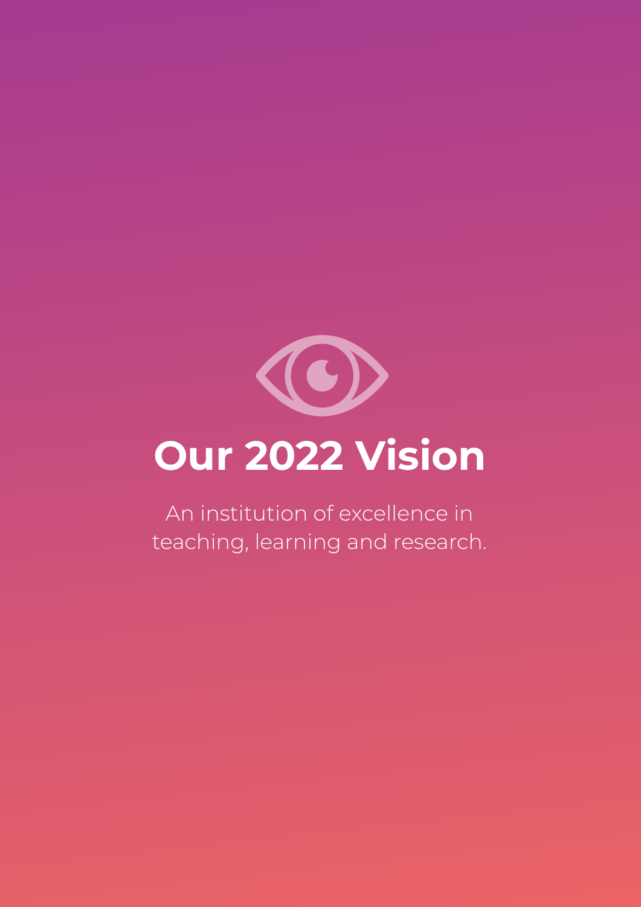# Our 2022 Vision

An institution of excellence in teaching, learning and research.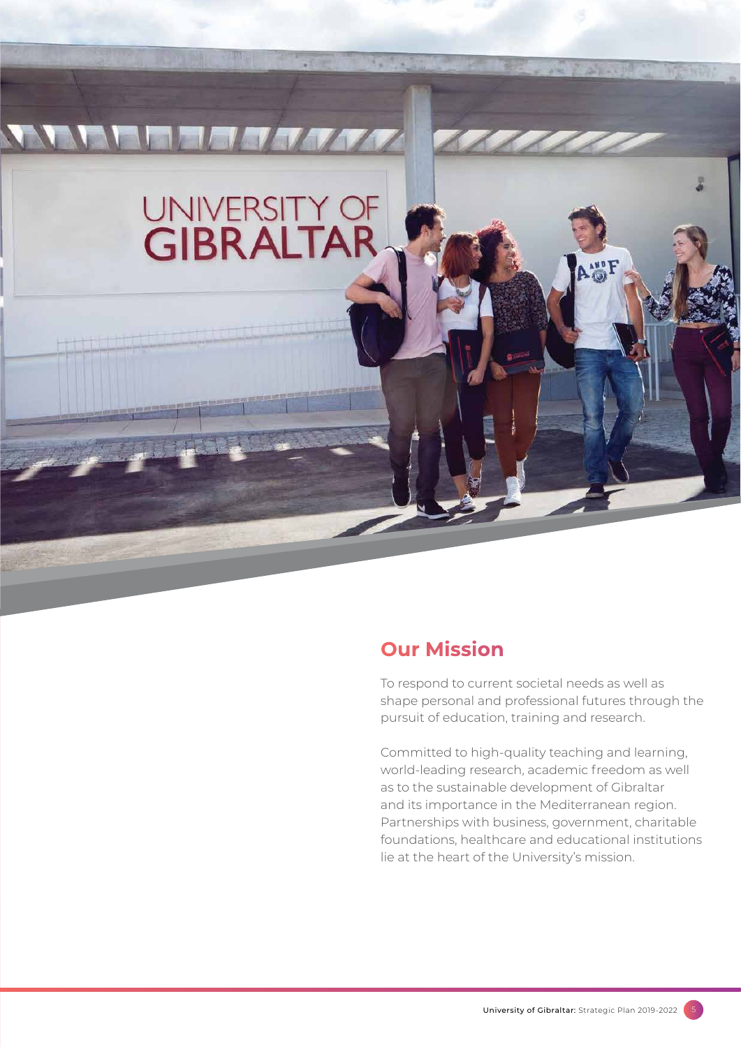## Our Mission

To respond to current societal needs as well as shape personal and professional futures through the pursuit of education, training and research.

Committed to high-quality teaching and learning, world-leading research, academic freedom as well as to the sustainable development of Gibraltar and its importance in the Mediterranean region. Partnerships with business, government, charitable foundations, healthcare and educational institutions lie at the heart of the University's mission.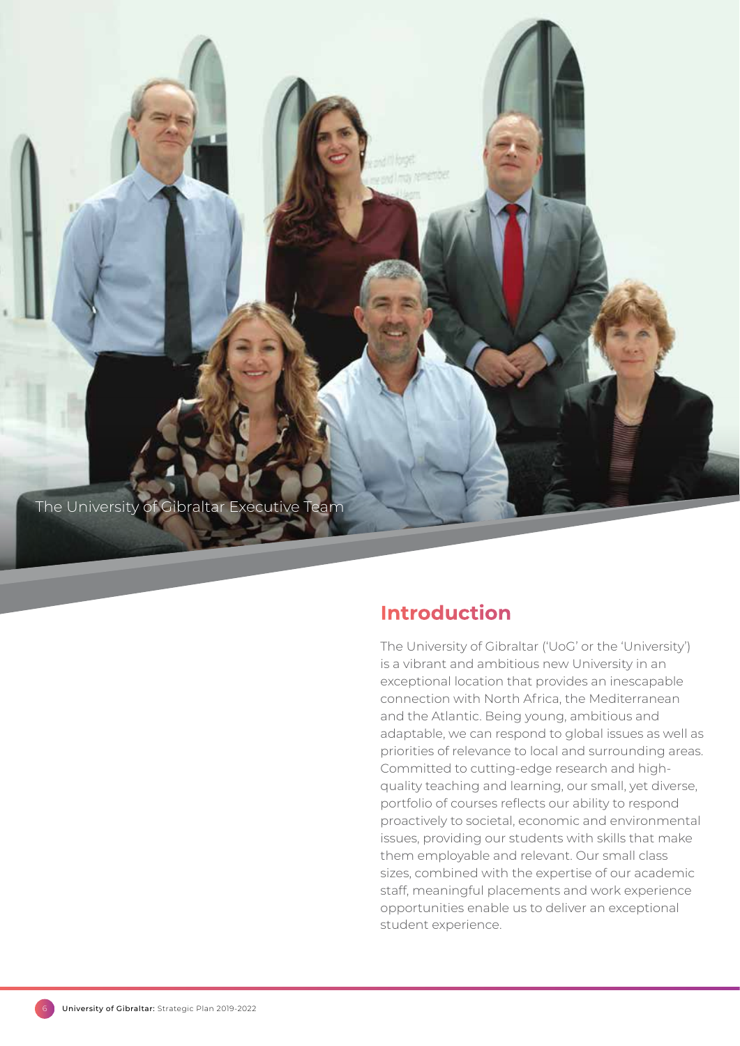The University of Gibraltar Executive Team

## Introduction

The University of Gibraltar ('UoG' or the 'University') is a vibrant and ambitious new University in an exceptional location that provides an inescapable connection with North Africa, the Mediterranean and the Atlantic. Being young, ambitious and adaptable, we can respond to global issues as well as priorities of relevance to local and surrounding areas. Committed to cutting-edge research and high-quality teaching and learning, our small, yet diverse, portfolio of courses reflects our ability to respond proactively to societal, economic and environmental issues, providing our students with skills that make them employable and relevant. Our small class sizes, combined with the expertise of our academic staff, meaningful placements and work experience opportunities enable us to deliver an exceptional student experience.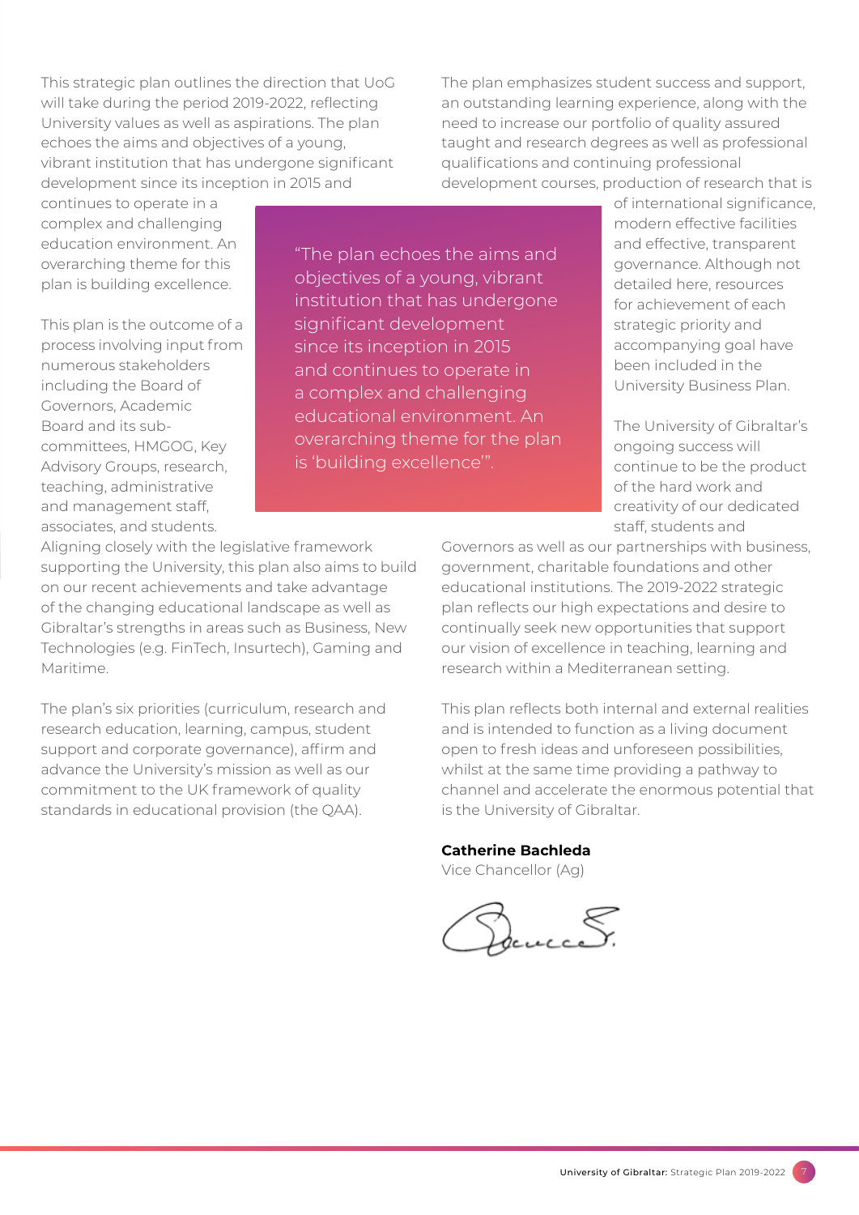This strategic plan outlines the direction that UoG will take during the period 2019-2022, reflecting University values as well as aspirations. The plan echoes the aims and objectives of a young, vibrant institution that has undergone significant development since its inception in 2015 and continues to operate in a complex and challenging education environment. An overarching theme for this plan is building excellence.

This plan is the outcome of a process involving input from numerous stakeholders including the Board of Governors, Academic Board and its sub-committees, HMGOG, Key Advisory Groups, research, teaching, administrative and management staff, associates, and students.

> "The plan echoes the aims and objectives of a young, vibrant institution that has undergone significant development since its inception in 2015 and continues to operate in a complex and challenging educational environment. An overarching theme for the plan is 'building excellence'".

Aligning closely with the legislative framework supporting the University, this plan also aims to build on our recent achievements and take advantage of the changing educational landscape as well as Gibraltar's strengths in areas such as Business, New Technologies (e.g. FinTech, Insurtech), Gaming and Maritime.

The plan's six priorities (curriculum, research and research education, learning, campus, student support and corporate governance), affirm and advance the University's mission as well as our commitment to the UK framework of quality standards in educational provision (the QAA).

The plan emphasizes student success and support, an outstanding learning experience, along with the need to increase our portfolio of quality assured taught and research degrees as well as professional qualifications and continuing professional development courses, production of research that is of international significance, modern effective facilities and effective, transparent governance. Although not detailed here, resources for achievement of each strategic priority and accompanying goal have been included in the University Business Plan.

The University of Gibraltar's ongoing success will continue to be the product of the hard work and creativity of our dedicated staff, students and Governors as well as our partnerships with business, government, charitable foundations and other educational institutions. The 2019-2022 strategic plan reflects our high expectations and desire to continually seek new opportunities that support our vision of excellence in teaching, learning and research within a Mediterranean setting.

This plan reflects both internal and external realities and is intended to function as a living document open to fresh ideas and unforeseen possibilities, whilst at the same time providing a pathway to channel and accelerate the enormous potential that is the University of Gibraltar.

**Catherine Bachleda**
Vice Chancellor (Ag)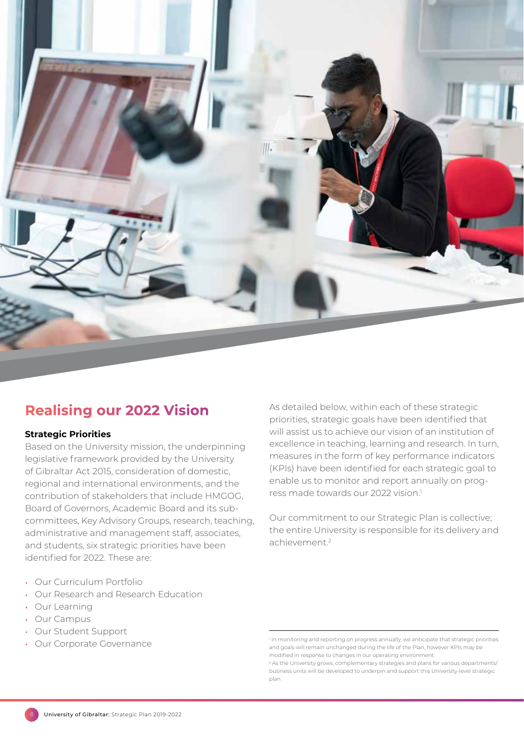## Realising our 2022 Vision

### Strategic Priorities

Based on the University mission, the underpinning legislative framework provided by the University of Gibraltar Act 2015, consideration of domestic, regional and international environments, and the contribution of stakeholders that include HMGOG, Board of Governors, Academic Board and its sub-committees, Key Advisory Groups, research, teaching, administrative and management staff, associates, and students, six strategic priorities have been identified for 2022. These are:

- Our Curriculum Portfolio
- Our Research and Research Education
- Our Learning
- Our Campus
- Our Student Support
- Our Corporate Governance

As detailed below, within each of these strategic priorities, strategic goals have been identified that will assist us to achieve our vision of an institution of excellence in teaching, learning and research. In turn, measures in the form of key performance indicators (KPIs) have been identified for each strategic goal to enable us to monitor and report annually on progress made towards our 2022 vision.[1]

Our commitment to our Strategic Plan is collective; the entire University is responsible for its delivery and achievement.[2]

---

[1] In monitoring and reporting on progress annually, we anticipate that strategic priorities and goals will remain unchanged during the life of the Plan, however KPIs may be modified in response to changes in our operating environment.

[2] As the University grows, complementary strategies and plans for various departments/business units will be developed to underpin and support this University-level strategic plan.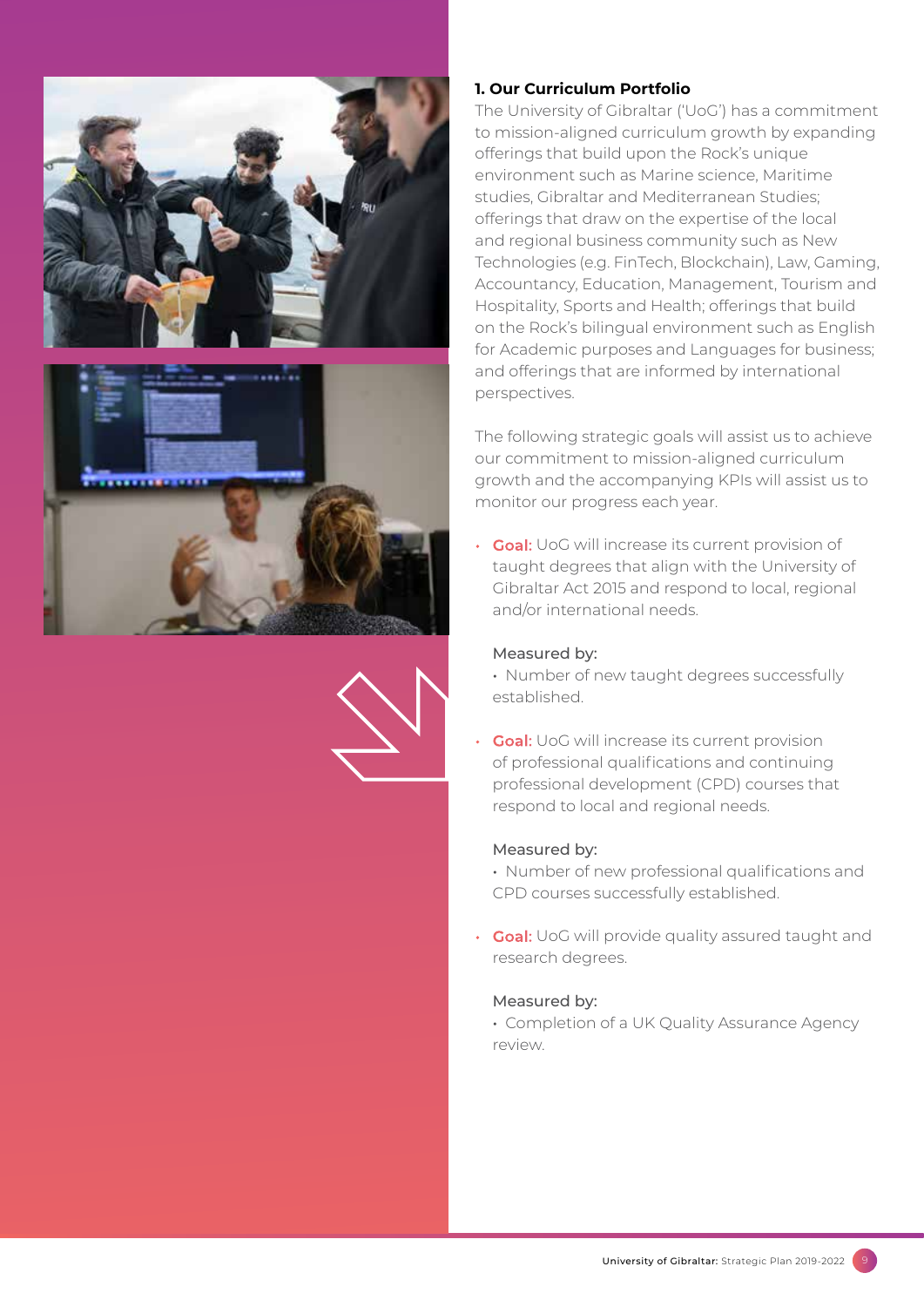### 1. Our Curriculum Portfolio

The University of Gibraltar ('UoG') has a commitment to mission-aligned curriculum growth by expanding offerings that build upon the Rock's unique environment such as Marine science, Maritime studies, Gibraltar and Mediterranean Studies; offerings that draw on the expertise of the local and regional business community such as New Technologies (e.g. FinTech, Blockchain), Law, Gaming, Accountancy, Education, Management, Tourism and Hospitality, Sports and Health; offerings that build on the Rock's bilingual environment such as English for Academic purposes and Languages for business; and offerings that are informed by international perspectives.

The following strategic goals will assist us to achieve our commitment to mission-aligned curriculum growth and the accompanying KPIs will assist us to monitor our progress each year.

- **Goal:** UoG will increase its current provision of taught degrees that align with the University of Gibraltar Act 2015 and respond to local, regional and/or international needs.

  Measured by:
  - Number of new taught degrees successfully established.

- **Goal:** UoG will increase its current provision of professional qualifications and continuing professional development (CPD) courses that respond to local and regional needs.

  Measured by:
  - Number of new professional qualifications and CPD courses successfully established.

- **Goal:** UoG will provide quality assured taught and research degrees.

  Measured by:
  - Completion of a UK Quality Assurance Agency review.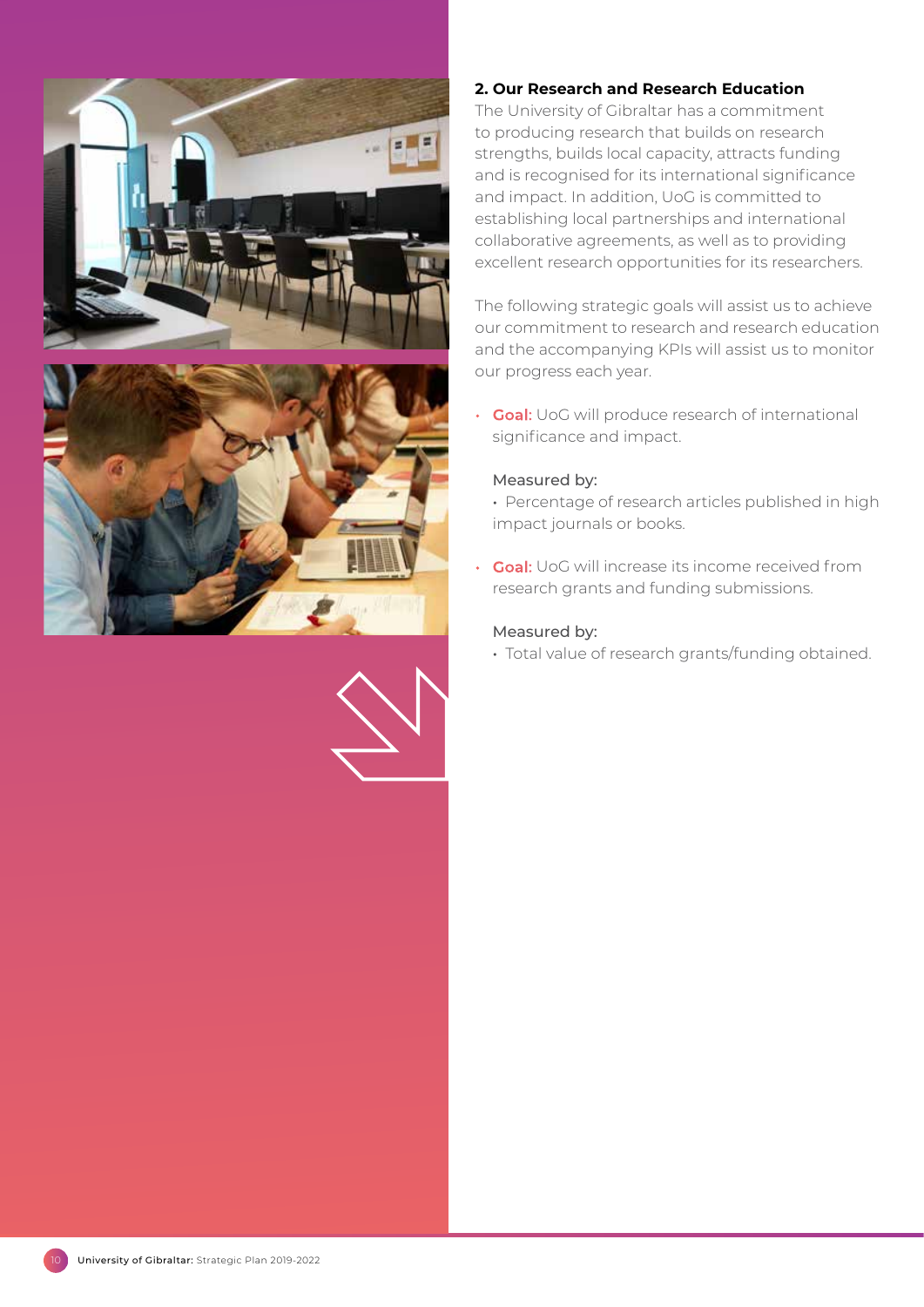## 2. Our Research and Research Education

The University of Gibraltar has a commitment to producing research that builds on research strengths, builds local capacity, attracts funding and is recognised for its international significance and impact. In addition, UoG is committed to establishing local partnerships and international collaborative agreements, as well as to providing excellent research opportunities for its researchers.

The following strategic goals will assist us to achieve our commitment to research and research education and the accompanying KPIs will assist us to monitor our progress each year.

- **Goal:** UoG will produce research of international significance and impact.

  Measured by:
  - Percentage of research articles published in high impact journals or books.

- **Goal:** UoG will increase its income received from research grants and funding submissions.

  Measured by:
  - Total value of research grants/funding obtained.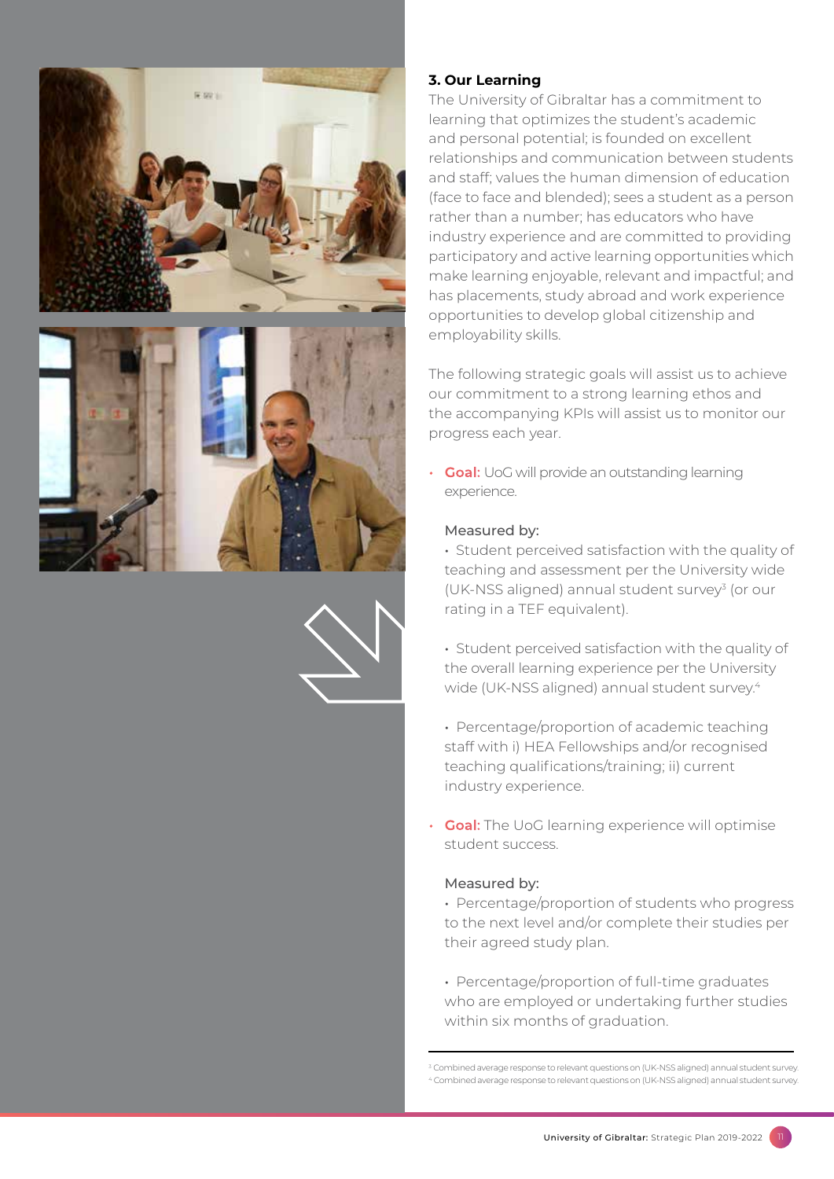### 3. Our Learning

The University of Gibraltar has a commitment to learning that optimizes the student's academic and personal potential; is founded on excellent relationships and communication between students and staff; values the human dimension of education (face to face and blended); sees a student as a person rather than a number; has educators who have industry experience and are committed to providing participatory and active learning opportunities which make learning enjoyable, relevant and impactful; and has placements, study abroad and work experience opportunities to develop global citizenship and employability skills.

The following strategic goals will assist us to achieve our commitment to a strong learning ethos and the accompanying KPIs will assist us to monitor our progress each year.

- **Goal:** UoG will provide an outstanding learning experience.

  Measured by:
  - Student perceived satisfaction with the quality of teaching and assessment per the University wide (UK-NSS aligned) annual student survey[3] (or our rating in a TEF equivalent).
  - Student perceived satisfaction with the quality of the overall learning experience per the University wide (UK-NSS aligned) annual student survey.[4]
  - Percentage/proportion of academic teaching staff with i) HEA Fellowships and/or recognised teaching qualifications/training; ii) current industry experience.

- **Goal:** The UoG learning experience will optimise student success.

  Measured by:
  - Percentage/proportion of students who progress to the next level and/or complete their studies per their agreed study plan.
  - Percentage/proportion of full-time graduates who are employed or undertaking further studies within six months of graduation.

---

[3] Combined average response to relevant questions on (UK-NSS aligned) annual student survey.
[4] Combined average response to relevant questions on (UK-NSS aligned) annual student survey.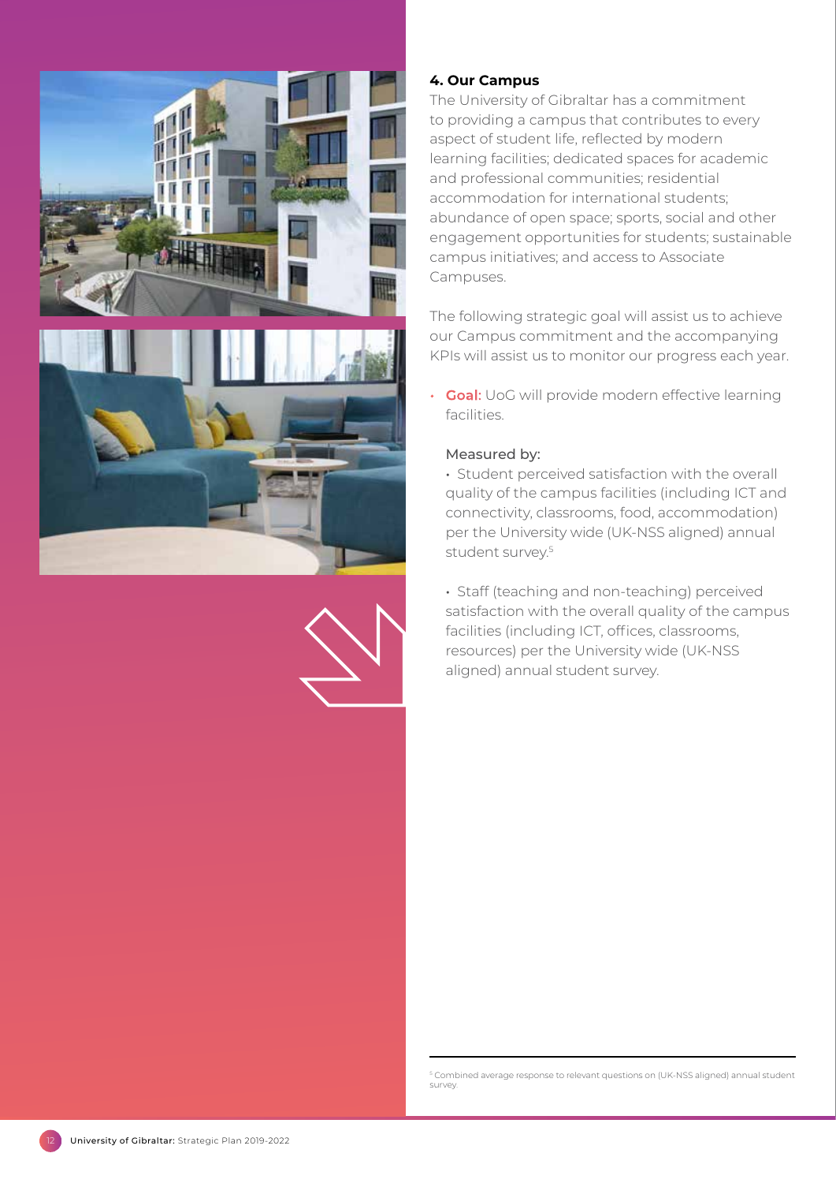## 4. Our Campus

The University of Gibraltar has a commitment to providing a campus that contributes to every aspect of student life, reflected by modern learning facilities; dedicated spaces for academic and professional communities; residential accommodation for international students; abundance of open space; sports, social and other engagement opportunities for students; sustainable campus initiatives; and access to Associate Campuses.

The following strategic goal will assist us to achieve our Campus commitment and the accompanying KPIs will assist us to monitor our progress each year.

- **Goal:** UoG will provide modern effective learning facilities.

  Measured by:

  - Student perceived satisfaction with the overall quality of the campus facilities (including ICT and connectivity, classrooms, food, accommodation) per the University wide (UK-NSS aligned) annual student survey.[5]

  - Staff (teaching and non-teaching) perceived satisfaction with the overall quality of the campus facilities (including ICT, offices, classrooms, resources) per the University wide (UK-NSS aligned) annual student survey.

[5] Combined average response to relevant questions on (UK-NSS aligned) annual student survey.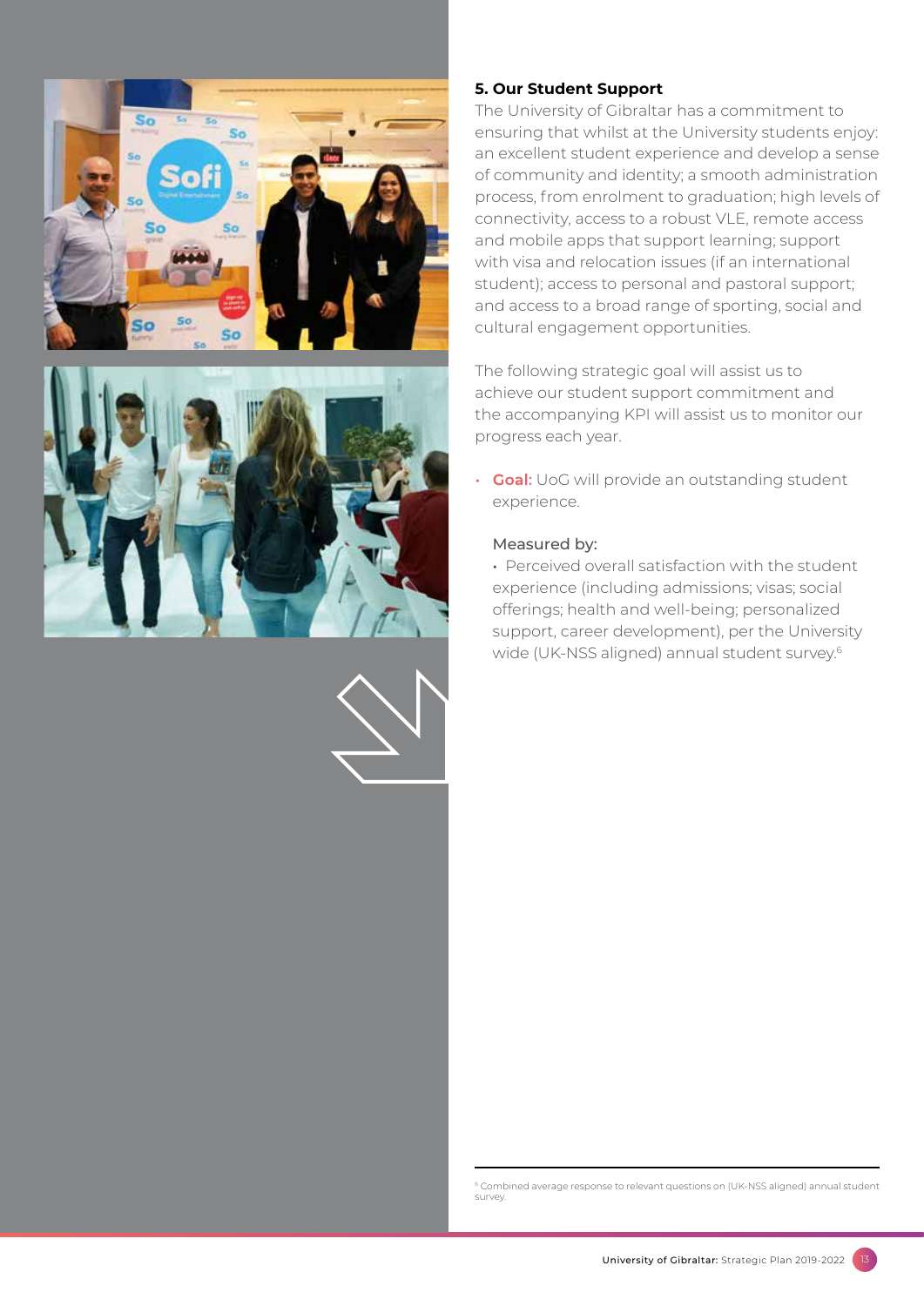## 5. Our Student Support

The University of Gibraltar has a commitment to ensuring that whilst at the University students enjoy: an excellent student experience and develop a sense of community and identity; a smooth administration process, from enrolment to graduation; high levels of connectivity, access to a robust VLE, remote access and mobile apps that support learning; support with visa and relocation issues (if an international student); access to personal and pastoral support; and access to a broad range of sporting, social and cultural engagement opportunities.

The following strategic goal will assist us to achieve our student support commitment and the accompanying KPI will assist us to monitor our progress each year.

- **Goal:** UoG will provide an outstanding student experience.

  Measured by:
  - Perceived overall satisfaction with the student experience (including admissions; visas; social offerings; health and well-being; personalized support, career development), per the University wide (UK-NSS aligned) annual student survey.[6]

---

[6] Combined average response to relevant questions on (UK-NSS aligned) annual student survey.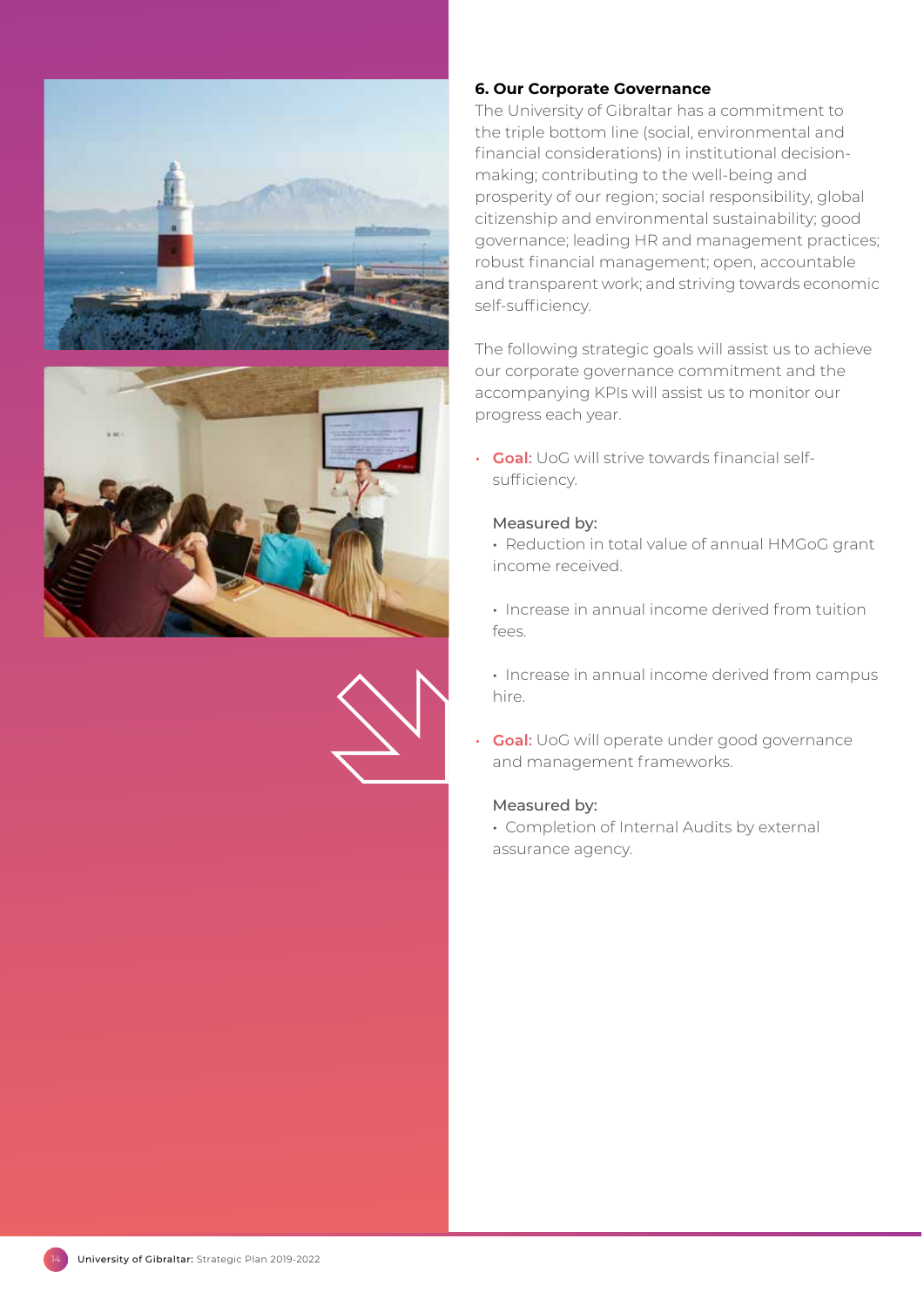## 6. Our Corporate Governance

The University of Gibraltar has a commitment to the triple bottom line (social, environmental and financial considerations) in institutional decision-making; contributing to the well-being and prosperity of our region; social responsibility, global citizenship and environmental sustainability; good governance; leading HR and management practices; robust financial management; open, accountable and transparent work; and striving towards economic self-sufficiency.

The following strategic goals will assist us to achieve our corporate governance commitment and the accompanying KPIs will assist us to monitor our progress each year.

- **Goal:** UoG will strive towards financial self-sufficiency.

  Measured by:
  - Reduction in total value of annual HMGoG grant income received.
  - Increase in annual income derived from tuition fees.
  - Increase in annual income derived from campus hire.

- **Goal:** UoG will operate under good governance and management frameworks.

  Measured by:
  - Completion of Internal Audits by external assurance agency.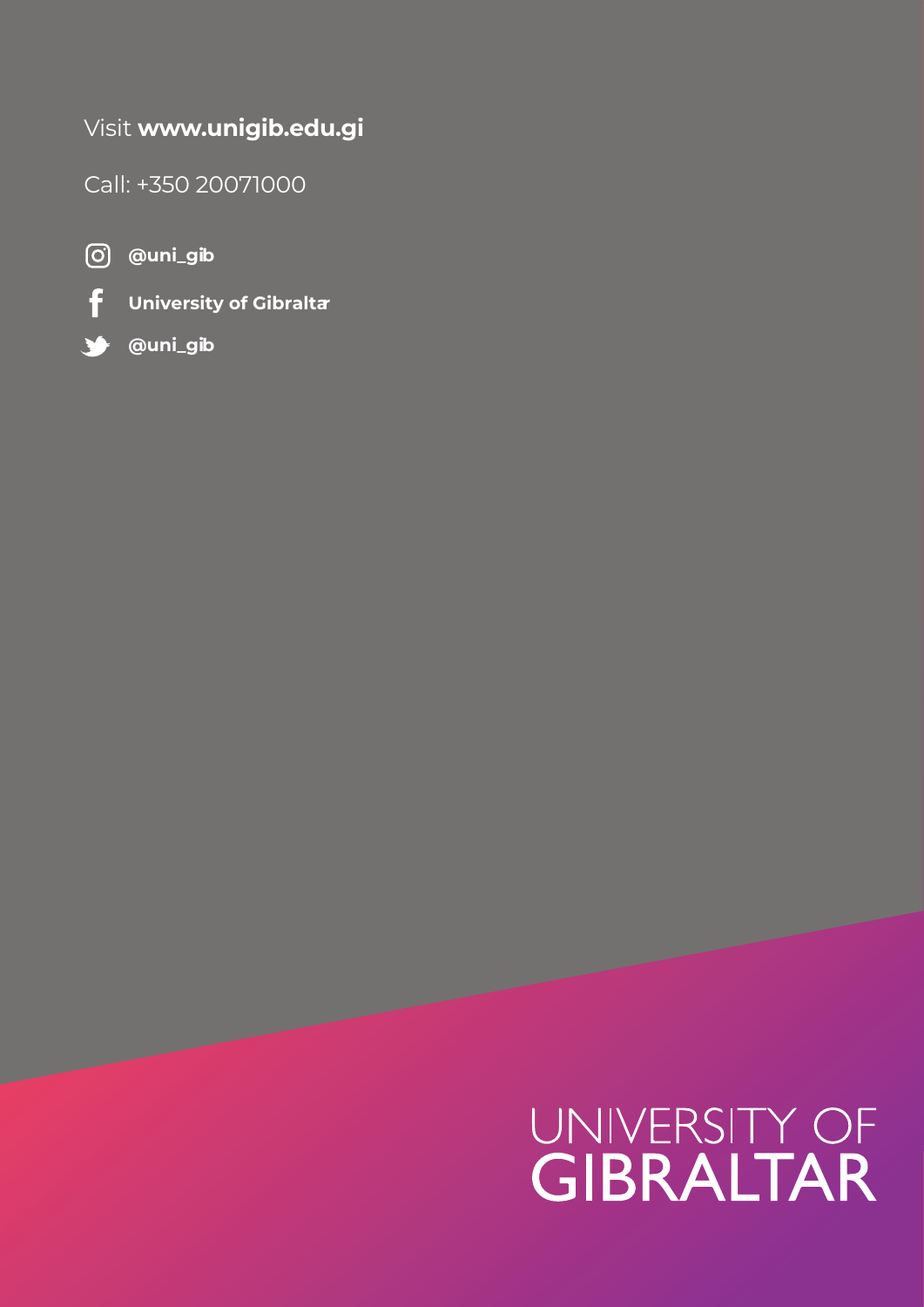Visit **www.unigib.edu.gi**

Call: +350 20071000

**@uni_gib**

**University of Gibraltar**

**@uni_gib**

UNIVERSITY OF
GIBRALTAR